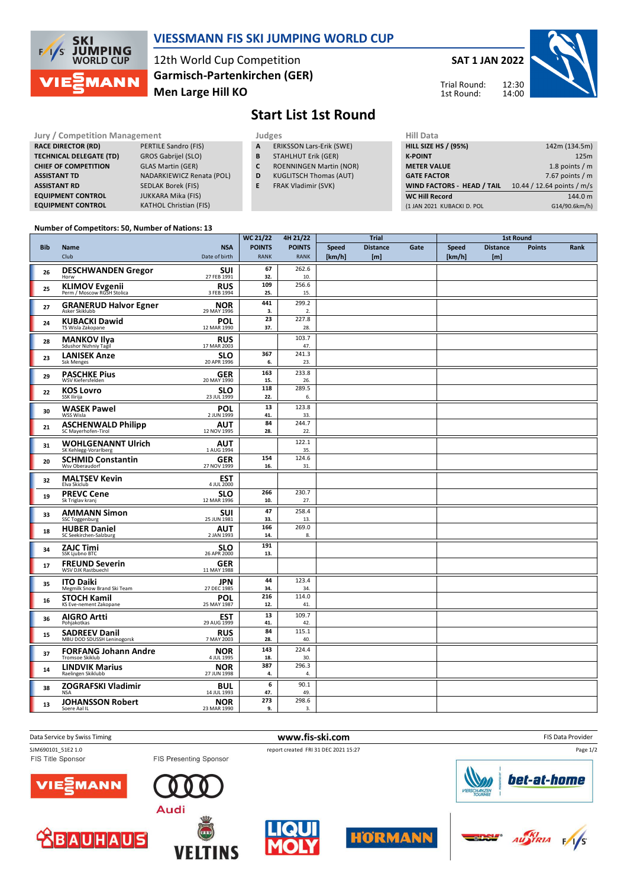# VIESSMANN FIS SKI JUMPING WORLD CUP

12th World Cup Competition
**Garmisch-Partenkirchen (GER)**
**Men Large Hill KO**

**SAT 1 JAN 2022**

Trial Round: 12:30
1st Round: 14:00

## Start List 1st Round

| Jury / Competition Management | |
|---|---|
| RACE DIRECTOR (RD) | PERTILE Sandro (FIS) |
| TECHNICAL DELEGATE (TD) | GROS Gabrijel (SLO) |
| CHIEF OF COMPETITION | GLAS Martin (GER) |
| ASSISTANT TD | NADARKIEWICZ Renata (POL) |
| ASSISTANT RD | SEDLAK Borek (FIS) |
| EQUIPMENT CONTROL | JUKKARA Mika (FIS) |
| EQUIPMENT CONTROL | KATHOL Christian (FIS) |

| Judges | |
|---|---|
| A | ERIKSSON Lars-Erik (SWE) |
| B | STAHLHUT Erik (GER) |
| C | ROENNINGEN Martin (NOR) |
| D | KUGLITSCH Thomas (AUT) |
| E | FRAK Vladimir (SVK) |

| Hill Data | |
|---|---|
| HILL SIZE HS / (95%) | 142m (134.5m) |
| K-POINT | 125m |
| METER VALUE | 1.8 points / m |
| GATE FACTOR | 7.67 points / m |
| WIND FACTORS - HEAD / TAIL | 10.44 / 12.64 points / m/s |
| WC Hill Record | 144.0 m |
| (1 JAN 2021 KUBACKI D. POL | G14/90.6km/h) |

Number of Competitors: 50, Number of Nations: 13

| Bib | Name / Club | NSA / Date of birth | WC 21/22 POINTS / RANK | 4H 21/22 POINTS / RANK | Trial Speed [km/h] | Trial Distance [m] | Trial Gate | 1st Round Speed [km/h] | 1st Round Distance [m] | 1st Round Points | 1st Round Rank |
|---|---|---|---|---|---|---|---|---|---|---|---|
| 26 | **DESCHWANDEN Gregor** Horw | SUI 27 FEB 1991 | 67 / 32. | 262.6 / 10. | | | | | | | |
| 25 | **KLIMOV Evgenii** Perm / Moscow RGSH Stolica | RUS 3 FEB 1994 | 109 / 25. | 256.6 / 15. | | | | | | | |
| 27 | **GRANERUD Halvor Egner** Asker Skiklubb | NOR 29 MAY 1996 | 441 / 3. | 299.2 / 2. | | | | | | | |
| 24 | **KUBACKI Dawid** TS Wisla Zakopane | POL 12 MAR 1990 | 23 / 37. | 227.8 / 28. | | | | | | | |
| 28 | **MANKOV Ilya** Sdushor Nizhniy Tagil | RUS 17 MAR 2003 | | 103.7 / 47. | | | | | | | |
| 23 | **LANISEK Anze** Ssk Menges | SLO 20 APR 1996 | 367 / 6. | 241.3 / 23. | | | | | | | |
| 29 | **PASCHKE Pius** WSV Kiefersfelden | GER 20 MAY 1990 | 163 / 15. | 233.8 / 26. | | | | | | | |
| 22 | **KOS Lovro** SSK Ilirija | SLO 23 JUL 1999 | 118 / 22. | 289.5 / 6. | | | | | | | |
| 30 | **WASEK Pawel** WSS Wisla | POL 2 JUN 1999 | 13 / 41. | 123.8 / 33. | | | | | | | |
| 21 | **ASCHENWALD Philipp** SC Mayerhofen-Tirol | AUT 12 NOV 1995 | 84 / 28. | 244.7 / 22. | | | | | | | |
| 31 | **WOHLGENANNT Ulrich** SK Kehlegg-Vorarlberg | AUT 1 AUG 1994 | | 122.1 / 35. | | | | | | | |
| 20 | **SCHMID Constantin** Wsv Oberaudorf | GER 27 NOV 1999 | 154 / 16. | 124.6 / 31. | | | | | | | |
| 32 | **MALTSEV Kevin** Elva Skiclub | EST 4 JUL 2000 | | | | | | | | | |
| 19 | **PREVC Cene** Sk Triglav kranj | SLO 12 MAR 1996 | 266 / 10. | 230.7 / 27. | | | | | | | |
| 33 | **AMMANN Simon** SSC Toggenburg | SUI 25 JUN 1981 | 47 / 33. | 258.4 / 13. | | | | | | | |
| 18 | **HUBER Daniel** SC Seekirchen-Salzburg | AUT 2 JAN 1993 | 166 / 14. | 269.0 / 8. | | | | | | | |
| 34 | **ZAJC Timi** SSK Ljubno BTC | SLO 26 APR 2000 | 191 / 13. | | | | | | | | |
| 17 | **FREUND Severin** WSV DJK Rastbuechl | GER 11 MAY 1988 | | | | | | | | | |
| 35 | **ITO Daiki** Megmilk Snow Brand Ski Team | JPN 27 DEC 1985 | 44 / 34. | 123.4 / 34. | | | | | | | |
| 16 | **STOCH Kamil** KS Eve-nement Zakopane | POL 25 MAY 1987 | 216 / 12. | 114.0 / 41. | | | | | | | |
| 36 | **AIGRO Artti** Pohjakotkas | EST 29 AUG 1999 | 13 / 41. | 109.7 / 42. | | | | | | | |
| 15 | **SADREEV Danil** MBU DOD SDUSSH Leninogorsk | RUS 7 MAY 2003 | 84 / 28. | 115.1 / 40. | | | | | | | |
| 37 | **FORFANG Johann Andre** Tromsoe Skiklub | NOR 4 JUL 1995 | 143 / 18. | 224.4 / 30. | | | | | | | |
| 14 | **LINDVIK Marius** Raelingen Skiklubb | NOR 27 JUN 1998 | 387 / 4. | 296.3 / 4. | | | | | | | |
| 38 | **ZOGRAFSKI Vladimir** NSA | BUL 14 JUL 1993 | 6 / 47. | 90.1 / 49. | | | | | | | |
| 13 | **JOHANSSON Robert** Soere Aal IL | NOR 23 MAR 1990 | 273 / 9. | 298.6 / 3. | | | | | | | |

Data Service by Swiss Timing — www.fis-ski.com — FIS Data Provider

SJM690101_51E2 1.0 — report created FRI 31 DEC 2021 15:27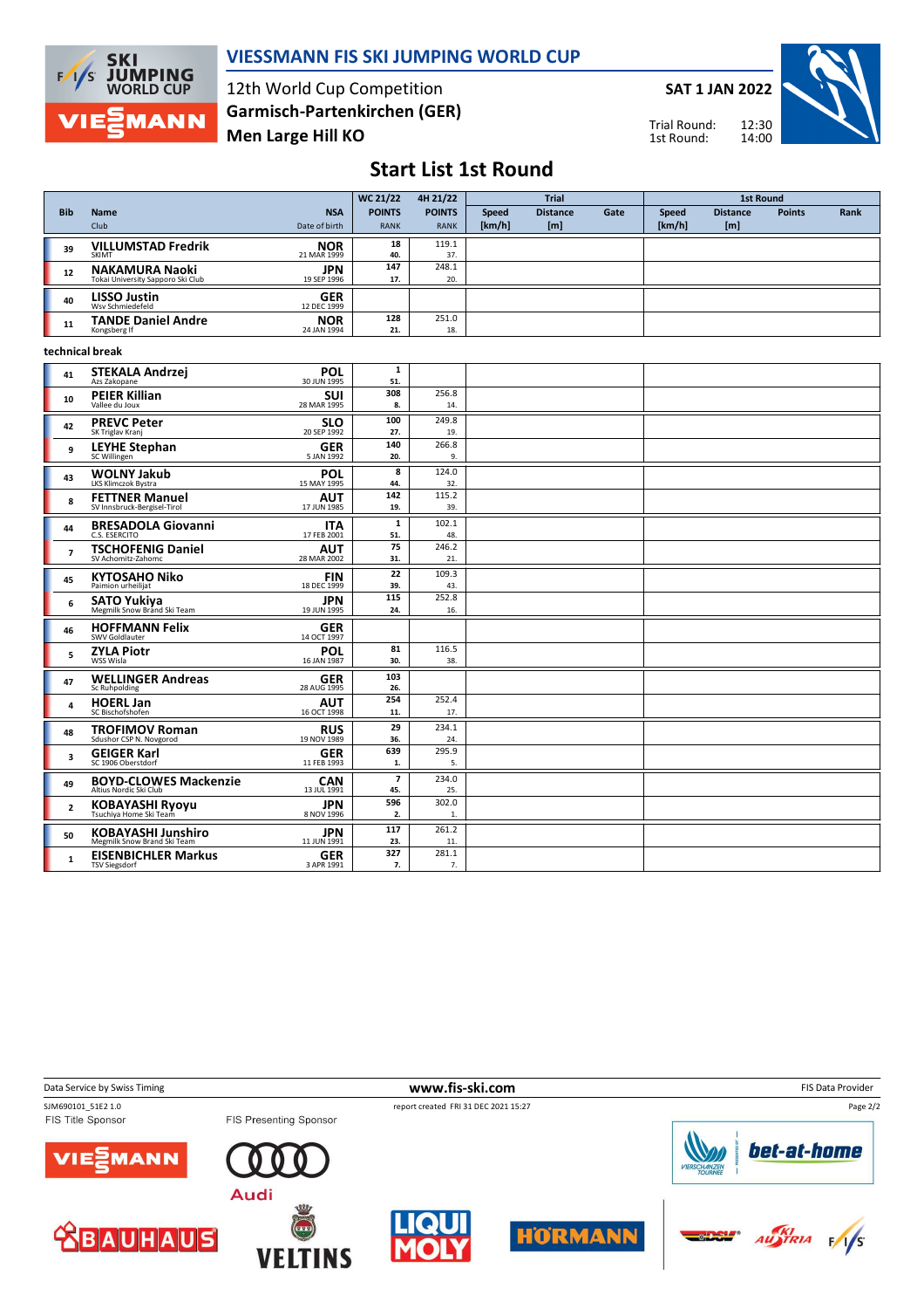# VIESSMANN FIS SKI JUMPING WORLD CUP

12th World Cup Competition
**Garmisch-Partenkirchen (GER)**
**Men Large Hill KO**

**SAT 1 JAN 2022**

Trial Round: 12:30
1st Round: 14:00

## Start List 1st Round

| Bib | Name / Club | NSA / Date of birth | WC 21/22 POINTS / RANK | 4H 21/22 POINTS / RANK | Trial Speed [km/h] | Trial Distance [m] | Trial Gate | 1st Round Speed [km/h] | 1st Round Distance [m] | 1st Round Points | 1st Round Rank |
|---|---|---|---|---|---|---|---|---|---|---|---|
| 39 | **VILLUMSTAD Fredrik** SKIMT | **NOR** 21 MAR 1999 | 18 / 40. | 119.1 / 37. | | | | | | | |
| 12 | **NAKAMURA Naoki** Tokai University Sapporo Ski Club | **JPN** 19 SEP 1996 | 147 / 17. | 248.1 / 20. | | | | | | | |
| 40 | **LISSO Justin** Wsv Schmiedefeld | **GER** 12 DEC 1999 | | | | | | | | | |
| 11 | **TANDE Daniel Andre** Kongsberg If | **NOR** 24 JAN 1994 | 128 / 21. | 251.0 / 18. | | | | | | | |
| | **technical break** | | | | | | | | | | |
| 41 | **STEKALA Andrzej** Azs Zakopane | **POL** 30 JUN 1995 | 1 / 51. | | | | | | | | |
| 10 | **PEIER Killian** Vallee du Joux | **SUI** 28 MAR 1995 | 308 / 8. | 256.8 / 14. | | | | | | | |
| 42 | **PREVC Peter** SK Triglav Kranj | **SLO** 20 SEP 1992 | 100 / 27. | 249.8 / 19. | | | | | | | |
| 9 | **LEYHE Stephan** SC Willingen | **GER** 5 JAN 1992 | 140 / 20. | 266.8 / 9. | | | | | | | |
| 43 | **WOLNY Jakub** LKS Klimczok Bystra | **POL** 15 MAY 1995 | 8 / 44. | 124.0 / 32. | | | | | | | |
| 8 | **FETTNER Manuel** SV Innsbruck-Bergisel-Tirol | **AUT** 17 JUN 1985 | 142 / 19. | 115.2 / 39. | | | | | | | |
| 44 | **BRESADOLA Giovanni** C.S. ESERCITO | **ITA** 17 FEB 2001 | 1 / 51. | 102.1 / 48. | | | | | | | |
| 7 | **TSCHOFENIG Daniel** SV Achomitz-Zahomc | **AUT** 28 MAR 2002 | 75 / 31. | 246.2 / 21. | | | | | | | |
| 45 | **KYTOSAHO Niko** Paimion urheilijat | **FIN** 18 DEC 1999 | 22 / 39. | 109.3 / 43. | | | | | | | |
| 6 | **SATO Yukiya** Megmilk Snow Brand Ski Team | **JPN** 19 JUN 1995 | 115 / 24. | 252.8 / 16. | | | | | | | |
| 46 | **HOFFMANN Felix** SWV Goldlauter | **GER** 14 OCT 1997 | | | | | | | | | |
| 5 | **ZYLA Piotr** WSS Wisla | **POL** 16 JAN 1987 | 81 / 30. | 116.5 / 38. | | | | | | | |
| 47 | **WELLINGER Andreas** Sc Ruhpolding | **GER** 28 AUG 1995 | 103 / 26. | | | | | | | | |
| 4 | **HOERL Jan** SC Bischofshofen | **AUT** 16 OCT 1998 | 254 / 11. | 252.4 / 17. | | | | | | | |
| 48 | **TROFIMOV Roman** Sdushor CSP N. Novgorod | **RUS** 19 NOV 1989 | 29 / 36. | 234.1 / 24. | | | | | | | |
| 3 | **GEIGER Karl** SC 1906 Oberstdorf | **GER** 11 FEB 1993 | 639 / 1. | 295.9 / 5. | | | | | | | |
| 49 | **BOYD-CLOWES Mackenzie** Altius Nordic Ski Club | **CAN** 13 JUL 1991 | 7 / 45. | 234.0 / 25. | | | | | | | |
| 2 | **KOBAYASHI Ryoyu** Tsuchiya Home Ski Team | **JPN** 8 NOV 1996 | 596 / 2. | 302.0 / 1. | | | | | | | |
| 50 | **KOBAYASHI Junshiro** Megmilk Snow Brand Ski Team | **JPN** 11 JUN 1991 | 117 / 23. | 261.2 / 11. | | | | | | | |
| 1 | **EISENBICHLER Markus** TSV Siegsdorf | **GER** 3 APR 1991 | 327 / 7. | 281.1 / 7. | | | | | | | |

Data Service by Swiss Timing — www.fis-ski.com — FIS Data Provider

SJM690101_51E2 1.0 — report created FRI 31 DEC 2021 15:27

FIS Title Sponsor: VIESSMANN — FIS Presenting Sponsor: Audi